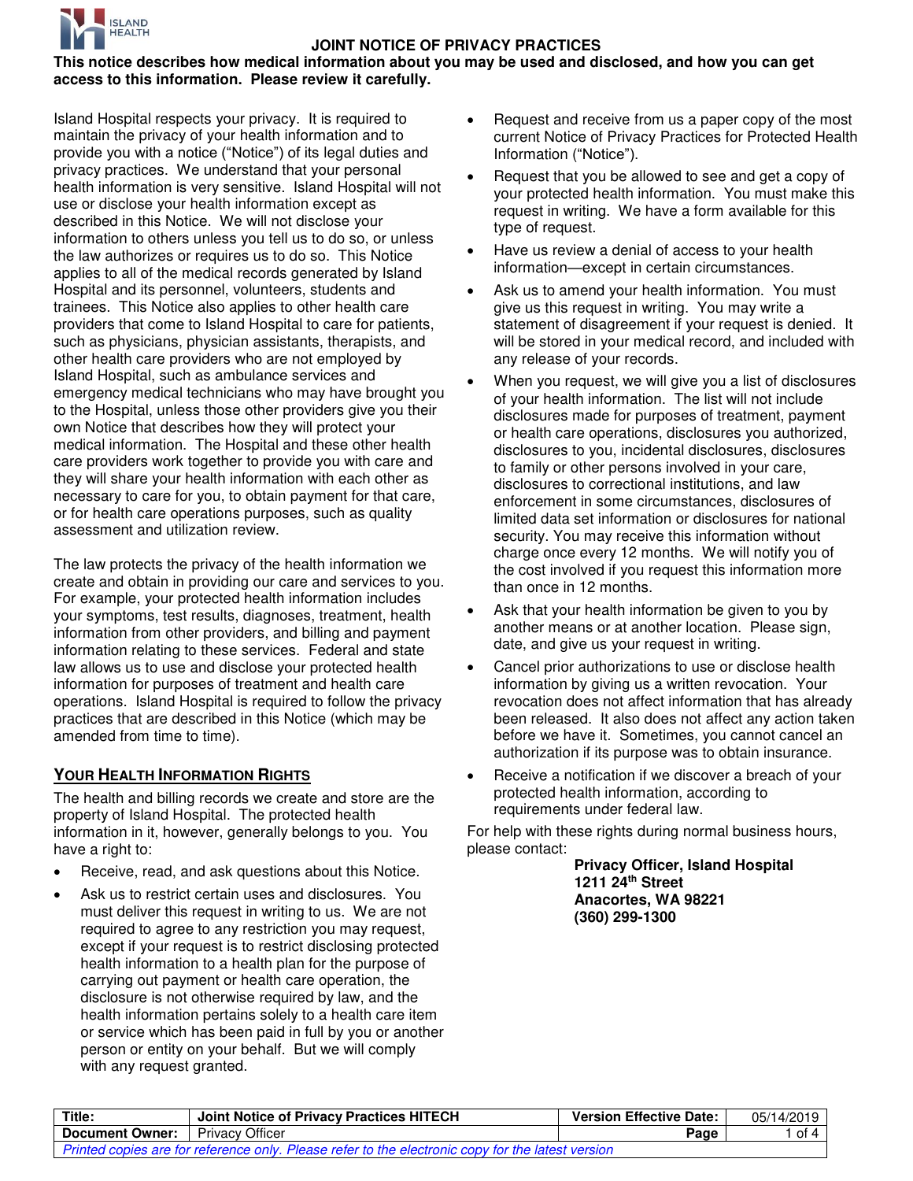# JOINT NOTICE OF PRIVACY PRACTICES

**This notice describes how medical information about you may be used and disclosed, and how you can get access to this information. Please review it carefully.**

Island Hospital respects your privacy. It is required to maintain the privacy of your health information and to provide you with a notice ("Notice") of its legal duties and privacy practices. We understand that your personal health information is very sensitive. Island Hospital will not use or disclose your health information except as described in this Notice. We will not disclose your information to others unless you tell us to do so, or unless the law authorizes or requires us to do so. This Notice applies to all of the medical records generated by Island Hospital and its personnel, volunteers, students and trainees. This Notice also applies to other health care providers that come to Island Hospital to care for patients, such as physicians, physician assistants, therapists, and other health care providers who are not employed by Island Hospital, such as ambulance services and emergency medical technicians who may have brought you to the Hospital, unless those other providers give you their own Notice that describes how they will protect your medical information. The Hospital and these other health care providers work together to provide you with care and they will share your health information with each other as necessary to care for you, to obtain payment for that care, or for health care operations purposes, such as quality assessment and utilization review.

The law protects the privacy of the health information we create and obtain in providing our care and services to you. For example, your protected health information includes your symptoms, test results, diagnoses, treatment, health information from other providers, and billing and payment information relating to these services. Federal and state law allows us to use and disclose your protected health information for purposes of treatment and health care operations. Island Hospital is required to follow the privacy practices that are described in this Notice (which may be amended from time to time).

## YOUR HEALTH INFORMATION RIGHTS

The health and billing records we create and store are the property of Island Hospital. The protected health information in it, however, generally belongs to you. You have a right to:

- Receive, read, and ask questions about this Notice.
- Ask us to restrict certain uses and disclosures. You must deliver this request in writing to us. We are not required to agree to any restriction you may request, except if your request is to restrict disclosing protected health information to a health plan for the purpose of carrying out payment or health care operation, the disclosure is not otherwise required by law, and the health information pertains solely to a health care item or service which has been paid in full by you or another person or entity on your behalf. But we will comply with any request granted.
- Request and receive from us a paper copy of the most current Notice of Privacy Practices for Protected Health Information ("Notice").
- Request that you be allowed to see and get a copy of your protected health information. You must make this request in writing. We have a form available for this type of request.
- Have us review a denial of access to your health information—except in certain circumstances.
- Ask us to amend your health information. You must give us this request in writing. You may write a statement of disagreement if your request is denied. It will be stored in your medical record, and included with any release of your records.
- When you request, we will give you a list of disclosures of your health information. The list will not include disclosures made for purposes of treatment, payment or health care operations, disclosures you authorized, disclosures to you, incidental disclosures, disclosures to family or other persons involved in your care, disclosures to correctional institutions, and law enforcement in some circumstances, disclosures of limited data set information or disclosures for national security. You may receive this information without charge once every 12 months. We will notify you of the cost involved if you request this information more than once in 12 months.
- Ask that your health information be given to you by another means or at another location. Please sign, date, and give us your request in writing.
- Cancel prior authorizations to use or disclose health information by giving us a written revocation. Your revocation does not affect information that has already been released. It also does not affect any action taken before we have it. Sometimes, you cannot cancel an authorization if its purpose was to obtain insurance.
- Receive a notification if we discover a breach of your protected health information, according to requirements under federal law.

For help with these rights during normal business hours, please contact:

**Privacy Officer, Island Hospital**
**1211 24th Street**
**Anacortes, WA 98221**
**(360) 299-1300**

| Title: | Joint Notice of Privacy Practices HITECH | Version Effective Date: | 05/14/2019 |
|---|---|---|---|
| Document Owner: | Privacy Officer | Page | 1 of 4 |

*Printed copies are for reference only. Please refer to the electronic copy for the latest version*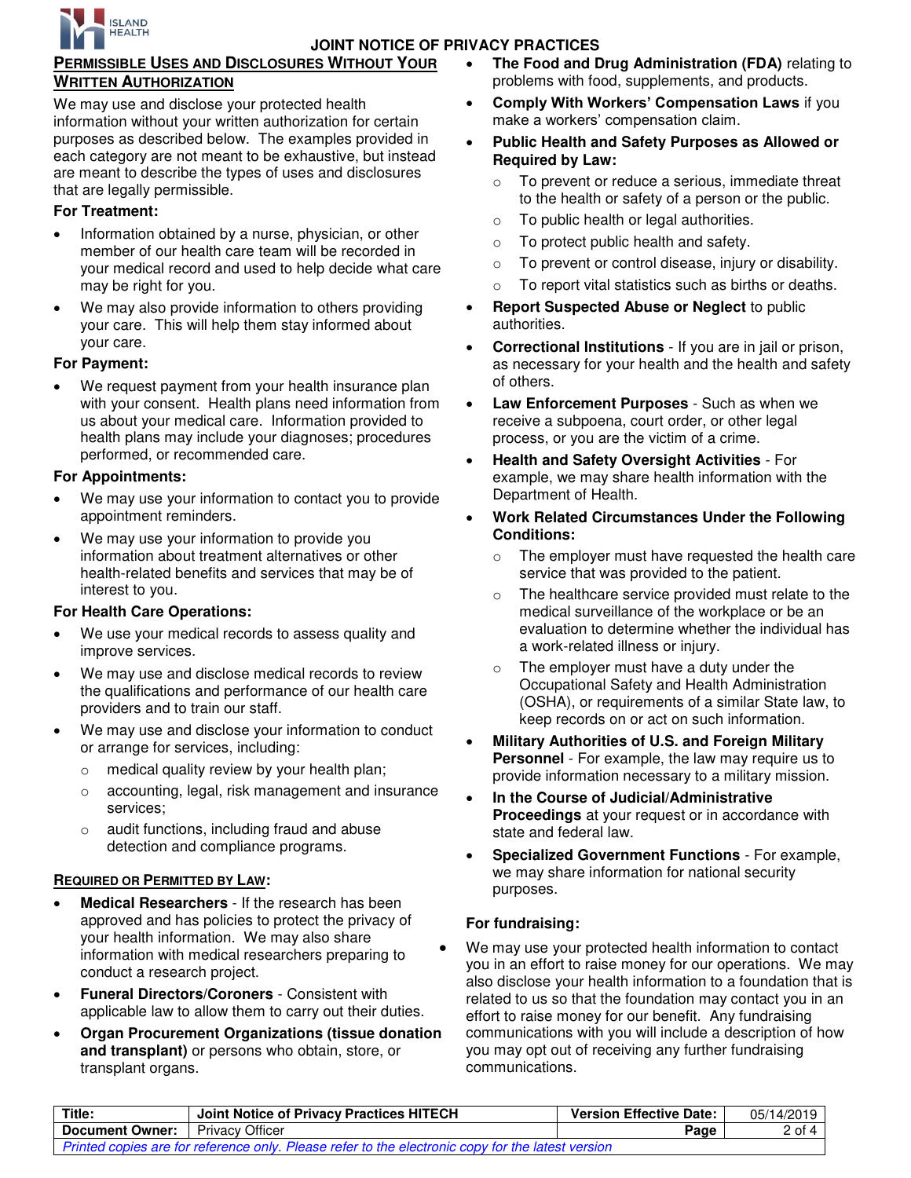## Permissible Uses and Disclosures Without Your Written Authorization

We may use and disclose your protected health information without your written authorization for certain purposes as described below. The examples provided in each category are not meant to be exhaustive, but instead are meant to describe the types of uses and disclosures that are legally permissible.

### For Treatment:

- Information obtained by a nurse, physician, or other member of our health care team will be recorded in your medical record and used to help decide what care may be right for you.
- We may also provide information to others providing your care. This will help them stay informed about your care.

### For Payment:

- We request payment from your health insurance plan with your consent. Health plans need information from us about your medical care. Information provided to health plans may include your diagnoses; procedures performed, or recommended care.

### For Appointments:

- We may use your information to contact you to provide appointment reminders.
- We may use your information to provide you information about treatment alternatives or other health-related benefits and services that may be of interest to you.

### For Health Care Operations:

- We use your medical records to assess quality and improve services.
- We may use and disclose medical records to review the qualifications and performance of our health care providers and to train our staff.
- We may use and disclose your information to conduct or arrange for services, including:
  - medical quality review by your health plan;
  - accounting, legal, risk management and insurance services;
  - audit functions, including fraud and abuse detection and compliance programs.

### Required or Permitted by Law:

- **Medical Researchers** - If the research has been approved and has policies to protect the privacy of your health information. We may also share information with medical researchers preparing to conduct a research project.
- **Funeral Directors/Coroners** - Consistent with applicable law to allow them to carry out their duties.
- **Organ Procurement Organizations (tissue donation and transplant)** or persons who obtain, store, or transplant organs.
- **The Food and Drug Administration (FDA)** relating to problems with food, supplements, and products.
- **Comply With Workers' Compensation Laws** if you make a workers' compensation claim.
- **Public Health and Safety Purposes as Allowed or Required by Law:**
  - To prevent or reduce a serious, immediate threat to the health or safety of a person or the public.
  - To public health or legal authorities.
  - To protect public health and safety.
  - To prevent or control disease, injury or disability.
  - To report vital statistics such as births or deaths.
- **Report Suspected Abuse or Neglect** to public authorities.
- **Correctional Institutions** - If you are in jail or prison, as necessary for your health and the health and safety of others.
- **Law Enforcement Purposes** - Such as when we receive a subpoena, court order, or other legal process, or you are the victim of a crime.
- **Health and Safety Oversight Activities** - For example, we may share health information with the Department of Health.
- **Work Related Circumstances Under the Following Conditions:**
  - The employer must have requested the health care service that was provided to the patient.
  - The healthcare service provided must relate to the medical surveillance of the workplace or be an evaluation to determine whether the individual has a work-related illness or injury.
  - The employer must have a duty under the Occupational Safety and Health Administration (OSHA), or requirements of a similar State law, to keep records on or act on such information.
- **Military Authorities of U.S. and Foreign Military Personnel** - For example, the law may require us to provide information necessary to a military mission.
- **In the Course of Judicial/Administrative Proceedings** at your request or in accordance with state and federal law.
- **Specialized Government Functions** - For example, we may share information for national security purposes.

### For fundraising:

- We may use your protected health information to contact you in an effort to raise money for our operations. We may also disclose your health information to a foundation that is related to us so that the foundation may contact you in an effort to raise money for our benefit. Any fundraising communications with you will include a description of how you may opt out of receiving any further fundraising communications.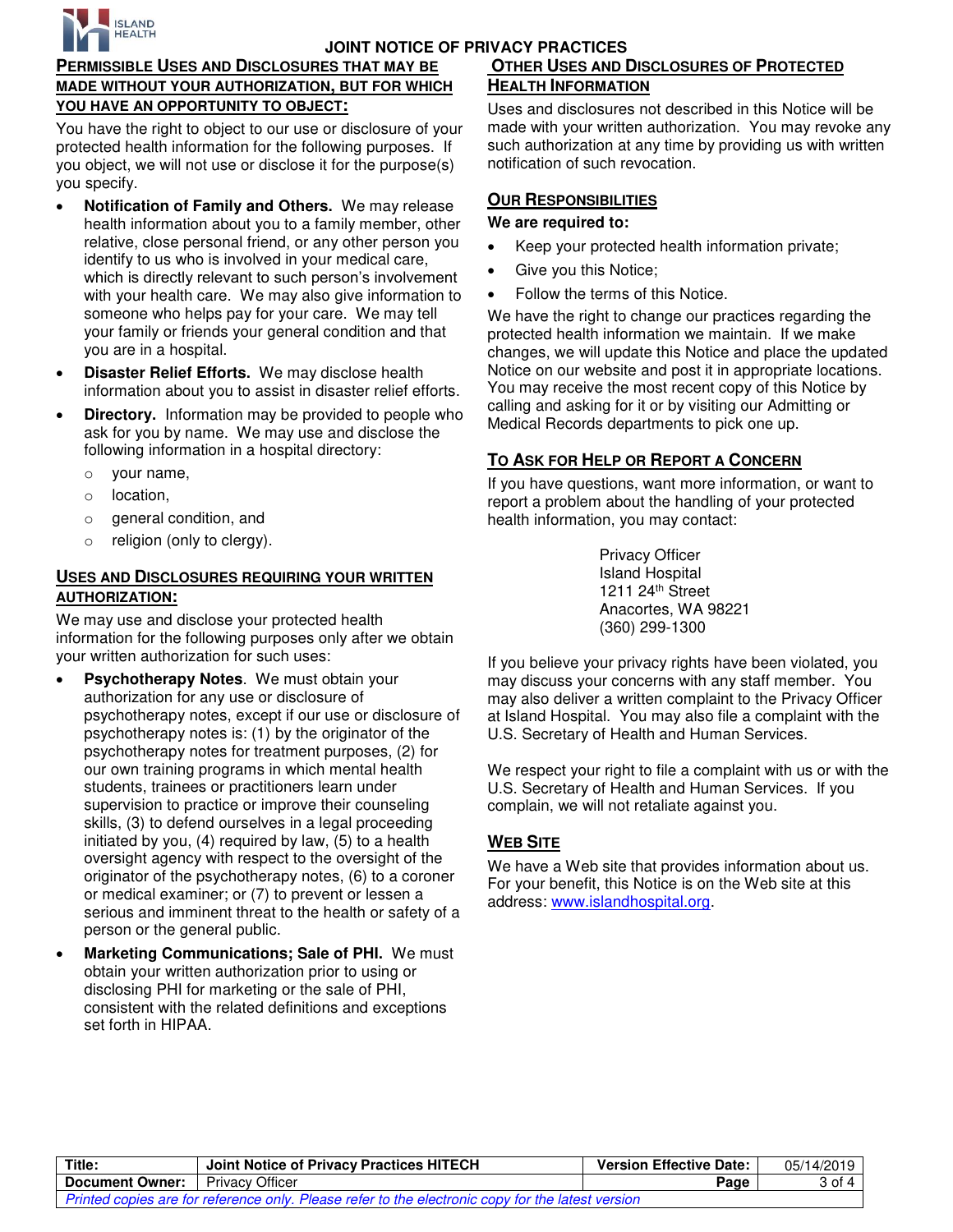# JOINT NOTICE OF PRIVACY PRACTICES

## PERMISSIBLE USES AND DISCLOSURES THAT MAY BE MADE WITHOUT YOUR AUTHORIZATION, BUT FOR WHICH YOU HAVE AN OPPORTUNITY TO OBJECT:

You have the right to object to our use or disclosure of your protected health information for the following purposes. If you object, we will not use or disclose it for the purpose(s) you specify.

- **Notification of Family and Others.** We may release health information about you to a family member, other relative, close personal friend, or any other person you identify to us who is involved in your medical care, which is directly relevant to such person's involvement with your health care. We may also give information to someone who helps pay for your care. We may tell your family or friends your general condition and that you are in a hospital.
- **Disaster Relief Efforts.** We may disclose health information about you to assist in disaster relief efforts.
- **Directory.** Information may be provided to people who ask for you by name. We may use and disclose the following information in a hospital directory:
  - your name,
  - location,
  - general condition, and
  - religion (only to clergy).

## USES AND DISCLOSURES REQUIRING YOUR WRITTEN AUTHORIZATION:

We may use and disclose your protected health information for the following purposes only after we obtain your written authorization for such uses:

- **Psychotherapy Notes**. We must obtain your authorization for any use or disclosure of psychotherapy notes, except if our use or disclosure of psychotherapy notes is: (1) by the originator of the psychotherapy notes for treatment purposes, (2) for our own training programs in which mental health students, trainees or practitioners learn under supervision to practice or improve their counseling skills, (3) to defend ourselves in a legal proceeding initiated by you, (4) required by law, (5) to a health oversight agency with respect to the oversight of the originator of the psychotherapy notes, (6) to a coroner or medical examiner; or (7) to prevent or lessen a serious and imminent threat to the health or safety of a person or the general public.
- **Marketing Communications; Sale of PHI.** We must obtain your written authorization prior to using or disclosing PHI for marketing or the sale of PHI, consistent with the related definitions and exceptions set forth in HIPAA.

## OTHER USES AND DISCLOSURES OF PROTECTED HEALTH INFORMATION

Uses and disclosures not described in this Notice will be made with your written authorization. You may revoke any such authorization at any time by providing us with written notification of such revocation.

## OUR RESPONSIBILITIES

**We are required to:**

- Keep your protected health information private;
- Give you this Notice;
- Follow the terms of this Notice.

We have the right to change our practices regarding the protected health information we maintain. If we make changes, we will update this Notice and place the updated Notice on our website and post it in appropriate locations. You may receive the most recent copy of this Notice by calling and asking for it or by visiting our Admitting or Medical Records departments to pick one up.

## TO ASK FOR HELP OR REPORT A CONCERN

If you have questions, want more information, or want to report a problem about the handling of your protected health information, you may contact:

Privacy Officer
Island Hospital
1211 24th Street
Anacortes, WA 98221
(360) 299-1300

If you believe your privacy rights have been violated, you may discuss your concerns with any staff member. You may also deliver a written complaint to the Privacy Officer at Island Hospital. You may also file a complaint with the U.S. Secretary of Health and Human Services.

We respect your right to file a complaint with us or with the U.S. Secretary of Health and Human Services. If you complain, we will not retaliate against you.

## WEB SITE

We have a Web site that provides information about us. For your benefit, this Notice is on the Web site at this address: www.islandhospital.org.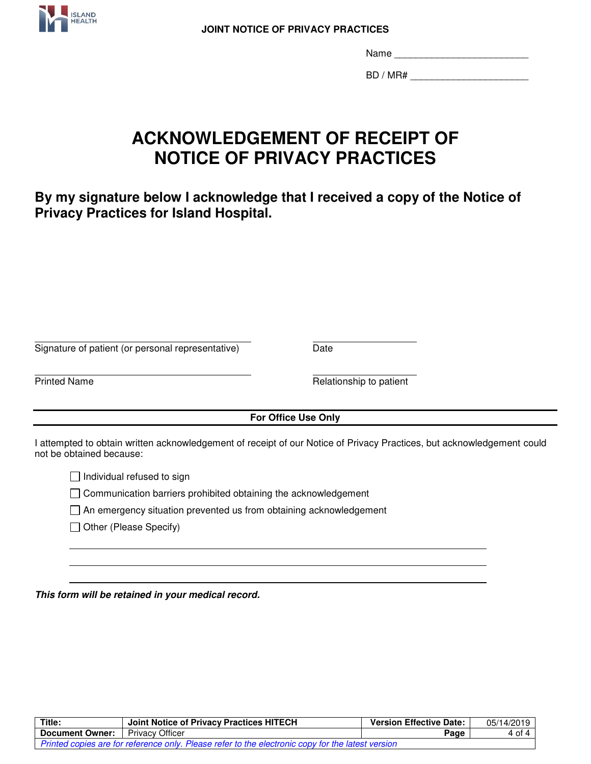ISLAND HEALTH

JOINT NOTICE OF PRIVACY PRACTICES

Name \_\_\_\_\_\_\_\_\_\_\_\_\_\_\_\_\_\_\_\_\_\_\_\_\_\_

BD / MR# \_\_\_\_\_\_\_\_\_\_\_\_\_\_\_\_\_\_\_\_\_\_\_

# ACKNOWLEDGEMENT OF RECEIPT OF NOTICE OF PRIVACY PRACTICES

**By my signature below I acknowledge that I received a copy of the Notice of Privacy Practices for Island Hospital.**

\_\_\_\_\_\_\_\_\_\_\_\_\_\_\_\_\_\_\_\_\_\_\_\_\_\_\_\_\_\_\_\_\_\_\_\_\_\_\_\_\_\_\_\_ \_\_\_\_\_\_\_\_\_\_\_\_\_\_\_\_\_\_\_\_\_\_
Signature of patient (or personal representative) Date

\_\_\_\_\_\_\_\_\_\_\_\_\_\_\_\_\_\_\_\_\_\_\_\_\_\_\_\_\_\_\_\_\_\_\_\_\_\_\_\_\_\_\_\_ \_\_\_\_\_\_\_\_\_\_\_\_\_\_\_\_\_\_\_\_\_\_
Printed Name Relationship to patient

---

**For Office Use Only**

---

I attempted to obtain written acknowledgement of receipt of our Notice of Privacy Practices, but acknowledgement could not be obtained because:

- ☐ Individual refused to sign
- ☐ Communication barriers prohibited obtaining the acknowledgement
- ☐ An emergency situation prevented us from obtaining acknowledgement
- ☐ Other (Please Specify)

\_\_\_\_\_\_\_\_\_\_\_\_\_\_\_\_\_\_\_\_\_\_\_\_\_\_\_\_\_\_\_\_\_\_\_\_\_\_\_\_\_\_\_\_\_\_\_\_\_\_\_\_\_\_\_\_\_\_\_\_\_\_\_\_\_\_\_\_\_\_\_\_

\_\_\_\_\_\_\_\_\_\_\_\_\_\_\_\_\_\_\_\_\_\_\_\_\_\_\_\_\_\_\_\_\_\_\_\_\_\_\_\_\_\_\_\_\_\_\_\_\_\_\_\_\_\_\_\_\_\_\_\_\_\_\_\_\_\_\_\_\_\_\_\_

\_\_\_\_\_\_\_\_\_\_\_\_\_\_\_\_\_\_\_\_\_\_\_\_\_\_\_\_\_\_\_\_\_\_\_\_\_\_\_\_\_\_\_\_\_\_\_\_\_\_\_\_\_\_\_\_\_\_\_\_\_\_\_\_\_\_\_\_\_\_\_\_

***This form will be retained in your medical record.***

| | | | |
|---|---|---|---|
| **Title:** | **Joint Notice of Privacy Practices HITECH** | **Version Effective Date:** | 05/14/2019 |
| **Document Owner:** | Privacy Officer | **Page** | 4 of 4 |

*Printed copies are for reference only. Please refer to the electronic copy for the latest version*